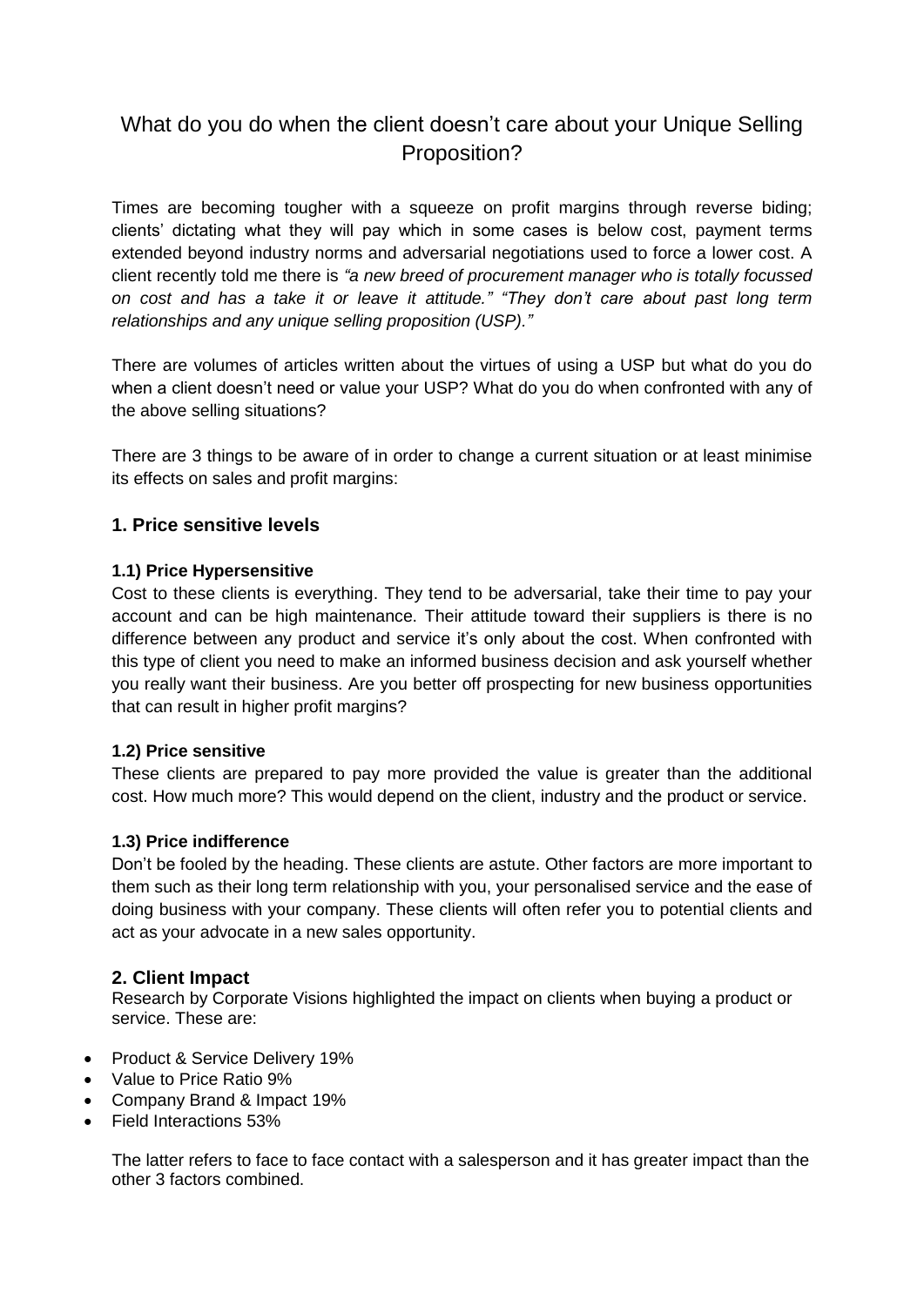# What do you do when the client doesn't care about your Unique Selling Proposition?

Times are becoming tougher with a squeeze on profit margins through reverse biding; clients' dictating what they will pay which in some cases is below cost, payment terms extended beyond industry norms and adversarial negotiations used to force a lower cost. A client recently told me there is *"a new breed of procurement manager who is totally focussed on cost and has a take it or leave it attitude." "They don't care about past long term relationships and any unique selling proposition (USP)."*

There are volumes of articles written about the virtues of using a USP but what do you do when a client doesn't need or value your USP? What do you do when confronted with any of the above selling situations?

There are 3 things to be aware of in order to change a current situation or at least minimise its effects on sales and profit margins:

## 1. Price sensitive levels

### 1.1) Price Hypersensitive

Cost to these clients is everything. They tend to be adversarial, take their time to pay your account and can be high maintenance. Their attitude toward their suppliers is there is no difference between any product and service it's only about the cost. When confronted with this type of client you need to make an informed business decision and ask yourself whether you really want their business. Are you better off prospecting for new business opportunities that can result in higher profit margins?

### 1.2) Price sensitive

These clients are prepared to pay more provided the value is greater than the additional cost. How much more? This would depend on the client, industry and the product or service.

### 1.3) Price indifference

Don't be fooled by the heading. These clients are astute. Other factors are more important to them such as their long term relationship with you, your personalised service and the ease of doing business with your company. These clients will often refer you to potential clients and act as your advocate in a new sales opportunity.

## 2. Client Impact

Research by Corporate Visions highlighted the impact on clients when buying a product or service. These are:

- Product & Service Delivery 19%
- Value to Price Ratio 9%
- Company Brand & Impact 19%
- Field Interactions 53%

The latter refers to face to face contact with a salesperson and it has greater impact than the other 3 factors combined.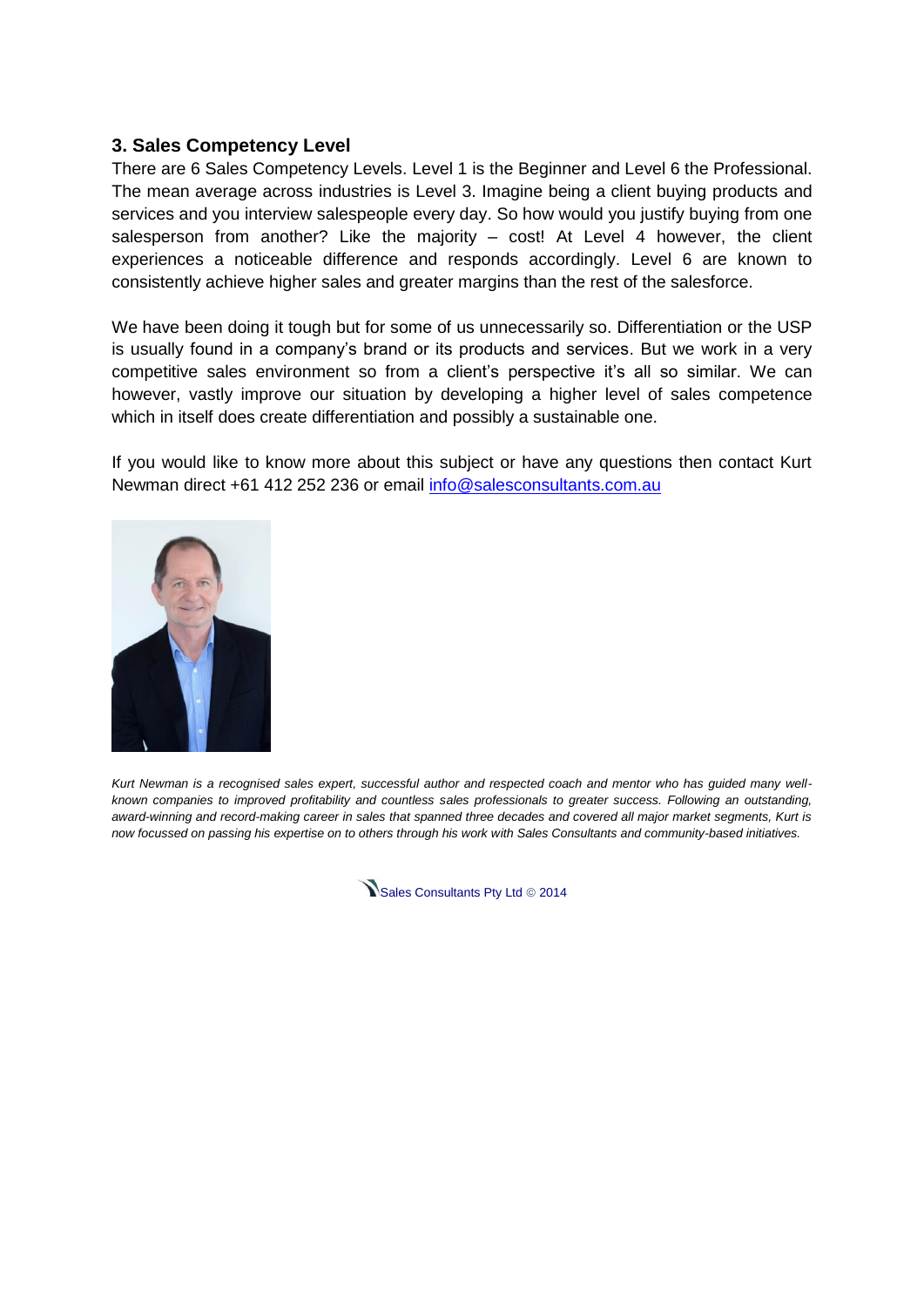### 3. Sales Competency Level

There are 6 Sales Competency Levels. Level 1 is the Beginner and Level 6 the Professional. The mean average across industries is Level 3. Imagine being a client buying products and services and you interview salespeople every day. So how would you justify buying from one salesperson from another? Like the majority – cost! At Level 4 however, the client experiences a noticeable difference and responds accordingly. Level 6 are known to consistently achieve higher sales and greater margins than the rest of the salesforce.

We have been doing it tough but for some of us unnecessarily so. Differentiation or the USP is usually found in a company's brand or its products and services. But we work in a very competitive sales environment so from a client's perspective it's all so similar. We can however, vastly improve our situation by developing a higher level of sales competence which in itself does create differentiation and possibly a sustainable one.

If you would like to know more about this subject or have any questions then contact Kurt Newman direct +61 412 252 236 or email info@salesconsultants.com.au

*Kurt Newman is a recognised sales expert, successful author and respected coach and mentor who has guided many well-known companies to improved profitability and countless sales professionals to greater success. Following an outstanding, award-winning and record-making career in sales that spanned three decades and covered all major market segments, Kurt is now focussed on passing his expertise on to others through his work with Sales Consultants and community-based initiatives.*

Sales Consultants Pty Ltd © 2014